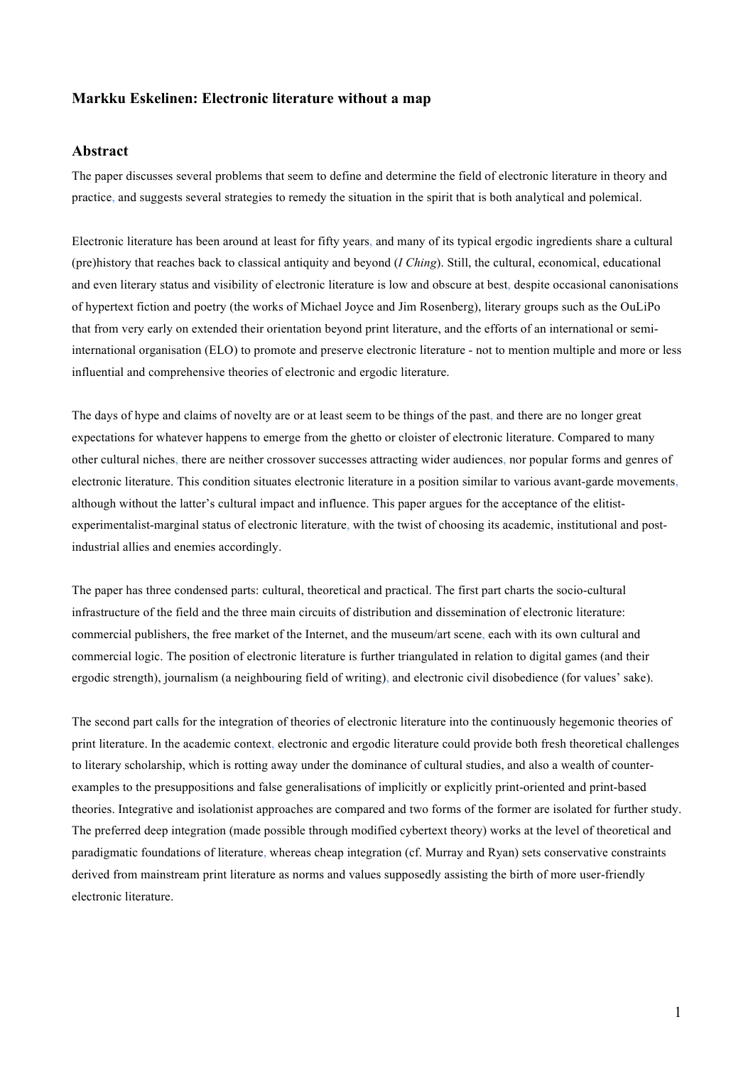# Markku Eskelinen: Electronic literature without a map

## Abstract

The paper discusses several problems that seem to define and determine the field of electronic literature in theory and practice, and suggests several strategies to remedy the situation in the spirit that is both analytical and polemical.

Electronic literature has been around at least for fifty years, and many of its typical ergodic ingredients share a cultural (pre)history that reaches back to classical antiquity and beyond (*I Ching*). Still, the cultural, economical, educational and even literary status and visibility of electronic literature is low and obscure at best, despite occasional canonisations of hypertext fiction and poetry (the works of Michael Joyce and Jim Rosenberg), literary groups such as the OuLiPo that from very early on extended their orientation beyond print literature, and the efforts of an international or semi-international organisation (ELO) to promote and preserve electronic literature - not to mention multiple and more or less influential and comprehensive theories of electronic and ergodic literature.

The days of hype and claims of novelty are or at least seem to be things of the past, and there are no longer great expectations for whatever happens to emerge from the ghetto or cloister of electronic literature. Compared to many other cultural niches, there are neither crossover successes attracting wider audiences, nor popular forms and genres of electronic literature. This condition situates electronic literature in a position similar to various avant-garde movements, although without the latter's cultural impact and influence. This paper argues for the acceptance of the elitist-experimentalist-marginal status of electronic literature, with the twist of choosing its academic, institutional and post-industrial allies and enemies accordingly.

The paper has three condensed parts: cultural, theoretical and practical. The first part charts the socio-cultural infrastructure of the field and the three main circuits of distribution and dissemination of electronic literature: commercial publishers, the free market of the Internet, and the museum/art scene, each with its own cultural and commercial logic. The position of electronic literature is further triangulated in relation to digital games (and their ergodic strength), journalism (a neighbouring field of writing), and electronic civil disobedience (for values' sake).

The second part calls for the integration of theories of electronic literature into the continuously hegemonic theories of print literature. In the academic context, electronic and ergodic literature could provide both fresh theoretical challenges to literary scholarship, which is rotting away under the dominance of cultural studies, and also a wealth of counter-examples to the presuppositions and false generalisations of implicitly or explicitly print-oriented and print-based theories. Integrative and isolationist approaches are compared and two forms of the former are isolated for further study. The preferred deep integration (made possible through modified cybertext theory) works at the level of theoretical and paradigmatic foundations of literature, whereas cheap integration (cf. Murray and Ryan) sets conservative constraints derived from mainstream print literature as norms and values supposedly assisting the birth of more user-friendly electronic literature.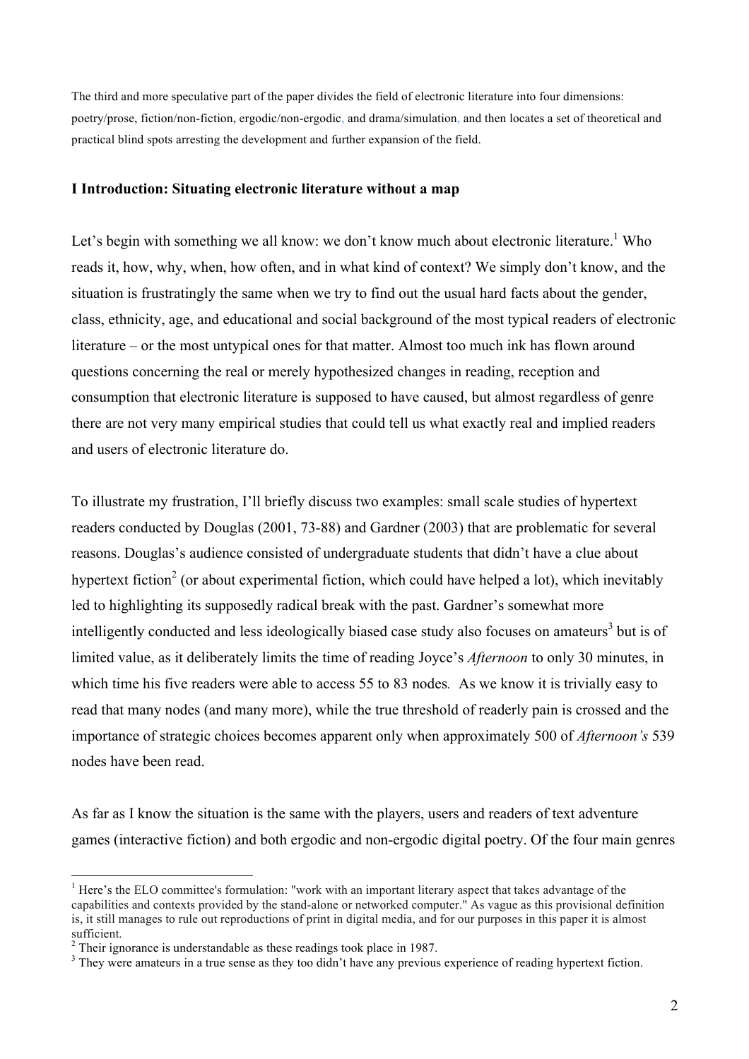The third and more speculative part of the paper divides the field of electronic literature into four dimensions: poetry/prose, fiction/non-fiction, ergodic/non-ergodic, and drama/simulation, and then locates a set of theoretical and practical blind spots arresting the development and further expansion of the field.

## I Introduction: Situating electronic literature without a map

Let's begin with something we all know: we don't know much about electronic literature.[1] Who reads it, how, why, when, how often, and in what kind of context? We simply don't know, and the situation is frustratingly the same when we try to find out the usual hard facts about the gender, class, ethnicity, age, and educational and social background of the most typical readers of electronic literature – or the most untypical ones for that matter. Almost too much ink has flown around questions concerning the real or merely hypothesized changes in reading, reception and consumption that electronic literature is supposed to have caused, but almost regardless of genre there are not very many empirical studies that could tell us what exactly real and implied readers and users of electronic literature do.

To illustrate my frustration, I'll briefly discuss two examples: small scale studies of hypertext readers conducted by Douglas (2001, 73-88) and Gardner (2003) that are problematic for several reasons. Douglas's audience consisted of undergraduate students that didn't have a clue about hypertext fiction[2] (or about experimental fiction, which could have helped a lot), which inevitably led to highlighting its supposedly radical break with the past. Gardner's somewhat more intelligently conducted and less ideologically biased case study also focuses on amateurs[3] but is of limited value, as it deliberately limits the time of reading Joyce's *Afternoon* to only 30 minutes, in which time his five readers were able to access 55 to 83 nodes. As we know it is trivially easy to read that many nodes (and many more), while the true threshold of readerly pain is crossed and the importance of strategic choices becomes apparent only when approximately 500 of *Afternoon's* 539 nodes have been read.

As far as I know the situation is the same with the players, users and readers of text adventure games (interactive fiction) and both ergodic and non-ergodic digital poetry. Of the four main genres

---

[1] Here's the ELO committee's formulation: "work with an important literary aspect that takes advantage of the capabilities and contexts provided by the stand-alone or networked computer." As vague as this provisional definition is, it still manages to rule out reproductions of print in digital media, and for our purposes in this paper it is almost sufficient.

[2] Their ignorance is understandable as these readings took place in 1987.

[3] They were amateurs in a true sense as they too didn't have any previous experience of reading hypertext fiction.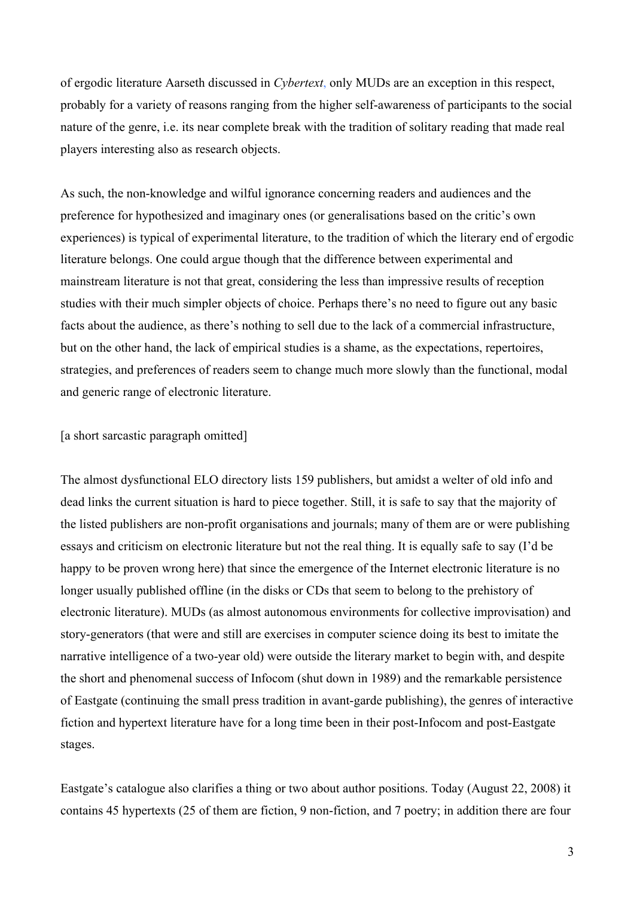of ergodic literature Aarseth discussed in *Cybertext*, only MUDs are an exception in this respect, probably for a variety of reasons ranging from the higher self-awareness of participants to the social nature of the genre, i.e. its near complete break with the tradition of solitary reading that made real players interesting also as research objects.

As such, the non-knowledge and wilful ignorance concerning readers and audiences and the preference for hypothesized and imaginary ones (or generalisations based on the critic's own experiences) is typical of experimental literature, to the tradition of which the literary end of ergodic literature belongs. One could argue though that the difference between experimental and mainstream literature is not that great, considering the less than impressive results of reception studies with their much simpler objects of choice. Perhaps there's no need to figure out any basic facts about the audience, as there's nothing to sell due to the lack of a commercial infrastructure, but on the other hand, the lack of empirical studies is a shame, as the expectations, repertoires, strategies, and preferences of readers seem to change much more slowly than the functional, modal and generic range of electronic literature.

[a short sarcastic paragraph omitted]

The almost dysfunctional ELO directory lists 159 publishers, but amidst a welter of old info and dead links the current situation is hard to piece together. Still, it is safe to say that the majority of the listed publishers are non-profit organisations and journals; many of them are or were publishing essays and criticism on electronic literature but not the real thing. It is equally safe to say (I'd be happy to be proven wrong here) that since the emergence of the Internet electronic literature is no longer usually published offline (in the disks or CDs that seem to belong to the prehistory of electronic literature). MUDs (as almost autonomous environments for collective improvisation) and story-generators (that were and still are exercises in computer science doing its best to imitate the narrative intelligence of a two-year old) were outside the literary market to begin with, and despite the short and phenomenal success of Infocom (shut down in 1989) and the remarkable persistence of Eastgate (continuing the small press tradition in avant-garde publishing), the genres of interactive fiction and hypertext literature have for a long time been in their post-Infocom and post-Eastgate stages.

Eastgate's catalogue also clarifies a thing or two about author positions. Today (August 22, 2008) it contains 45 hypertexts (25 of them are fiction, 9 non-fiction, and 7 poetry; in addition there are four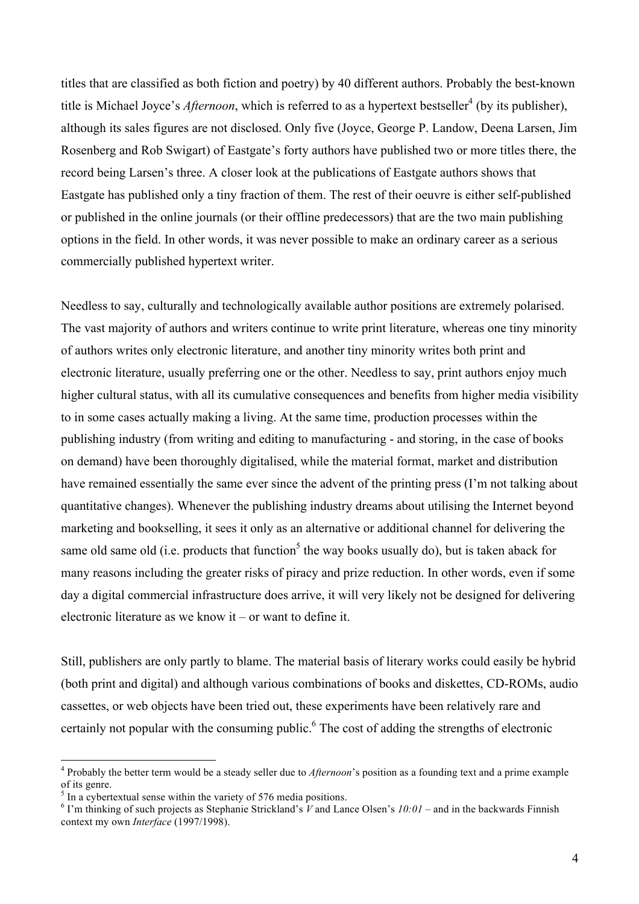titles that are classified as both fiction and poetry) by 40 different authors. Probably the best-known title is Michael Joyce's *Afternoon*, which is referred to as a hypertext bestseller[4] (by its publisher), although its sales figures are not disclosed. Only five (Joyce, George P. Landow, Deena Larsen, Jim Rosenberg and Rob Swigart) of Eastgate's forty authors have published two or more titles there, the record being Larsen's three. A closer look at the publications of Eastgate authors shows that Eastgate has published only a tiny fraction of them. The rest of their oeuvre is either self-published or published in the online journals (or their offline predecessors) that are the two main publishing options in the field. In other words, it was never possible to make an ordinary career as a serious commercially published hypertext writer.

Needless to say, culturally and technologically available author positions are extremely polarised. The vast majority of authors and writers continue to write print literature, whereas one tiny minority of authors writes only electronic literature, and another tiny minority writes both print and electronic literature, usually preferring one or the other. Needless to say, print authors enjoy much higher cultural status, with all its cumulative consequences and benefits from higher media visibility to in some cases actually making a living. At the same time, production processes within the publishing industry (from writing and editing to manufacturing - and storing, in the case of books on demand) have been thoroughly digitalised, while the material format, market and distribution have remained essentially the same ever since the advent of the printing press (I'm not talking about quantitative changes). Whenever the publishing industry dreams about utilising the Internet beyond marketing and bookselling, it sees it only as an alternative or additional channel for delivering the same old same old (i.e. products that function[5] the way books usually do), but is taken aback for many reasons including the greater risks of piracy and prize reduction. In other words, even if some day a digital commercial infrastructure does arrive, it will very likely not be designed for delivering electronic literature as we know it – or want to define it.

Still, publishers are only partly to blame. The material basis of literary works could easily be hybrid (both print and digital) and although various combinations of books and diskettes, CD-ROMs, audio cassettes, or web objects have been tried out, these experiments have been relatively rare and certainly not popular with the consuming public.[6] The cost of adding the strengths of electronic

---

[4] Probably the better term would be a steady seller due to *Afternoon*'s position as a founding text and a prime example of its genre.

[5] In a cybertextual sense within the variety of 576 media positions.

[6] I'm thinking of such projects as Stephanie Strickland's *V* and Lance Olsen's *10:01* – and in the backwards Finnish context my own *Interface* (1997/1998).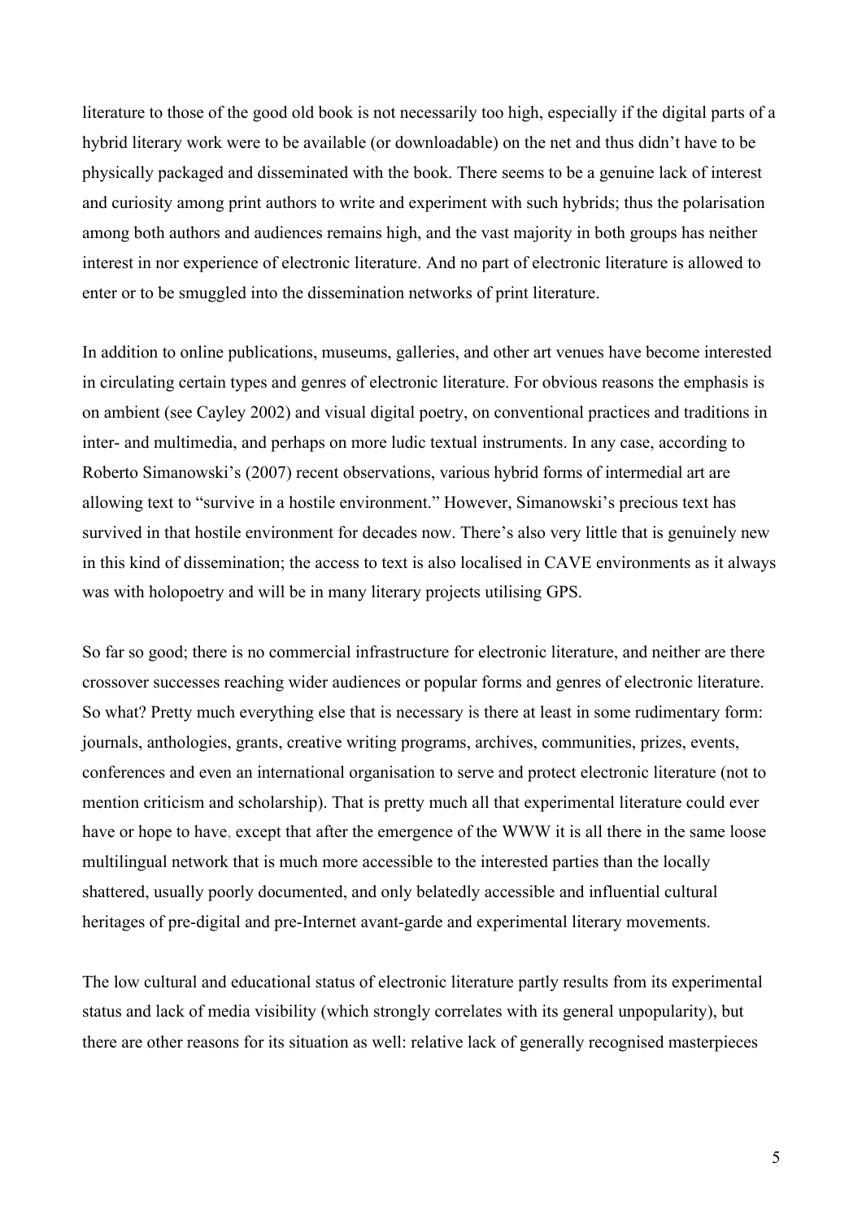literature to those of the good old book is not necessarily too high, especially if the digital parts of a hybrid literary work were to be available (or downloadable) on the net and thus didn't have to be physically packaged and disseminated with the book. There seems to be a genuine lack of interest and curiosity among print authors to write and experiment with such hybrids; thus the polarisation among both authors and audiences remains high, and the vast majority in both groups has neither interest in nor experience of electronic literature. And no part of electronic literature is allowed to enter or to be smuggled into the dissemination networks of print literature.

In addition to online publications, museums, galleries, and other art venues have become interested in circulating certain types and genres of electronic literature. For obvious reasons the emphasis is on ambient (see Cayley 2002) and visual digital poetry, on conventional practices and traditions in inter- and multimedia, and perhaps on more ludic textual instruments. In any case, according to Roberto Simanowski's (2007) recent observations, various hybrid forms of intermedial art are allowing text to "survive in a hostile environment." However, Simanowski's precious text has survived in that hostile environment for decades now. There's also very little that is genuinely new in this kind of dissemination; the access to text is also localised in CAVE environments as it always was with holopoetry and will be in many literary projects utilising GPS.

So far so good; there is no commercial infrastructure for electronic literature, and neither are there crossover successes reaching wider audiences or popular forms and genres of electronic literature. So what? Pretty much everything else that is necessary is there at least in some rudimentary form: journals, anthologies, grants, creative writing programs, archives, communities, prizes, events, conferences and even an international organisation to serve and protect electronic literature (not to mention criticism and scholarship). That is pretty much all that experimental literature could ever have or hope to have, except that after the emergence of the WWW it is all there in the same loose multilingual network that is much more accessible to the interested parties than the locally shattered, usually poorly documented, and only belatedly accessible and influential cultural heritages of pre-digital and pre-Internet avant-garde and experimental literary movements.

The low cultural and educational status of electronic literature partly results from its experimental status and lack of media visibility (which strongly correlates with its general unpopularity), but there are other reasons for its situation as well: relative lack of generally recognised masterpieces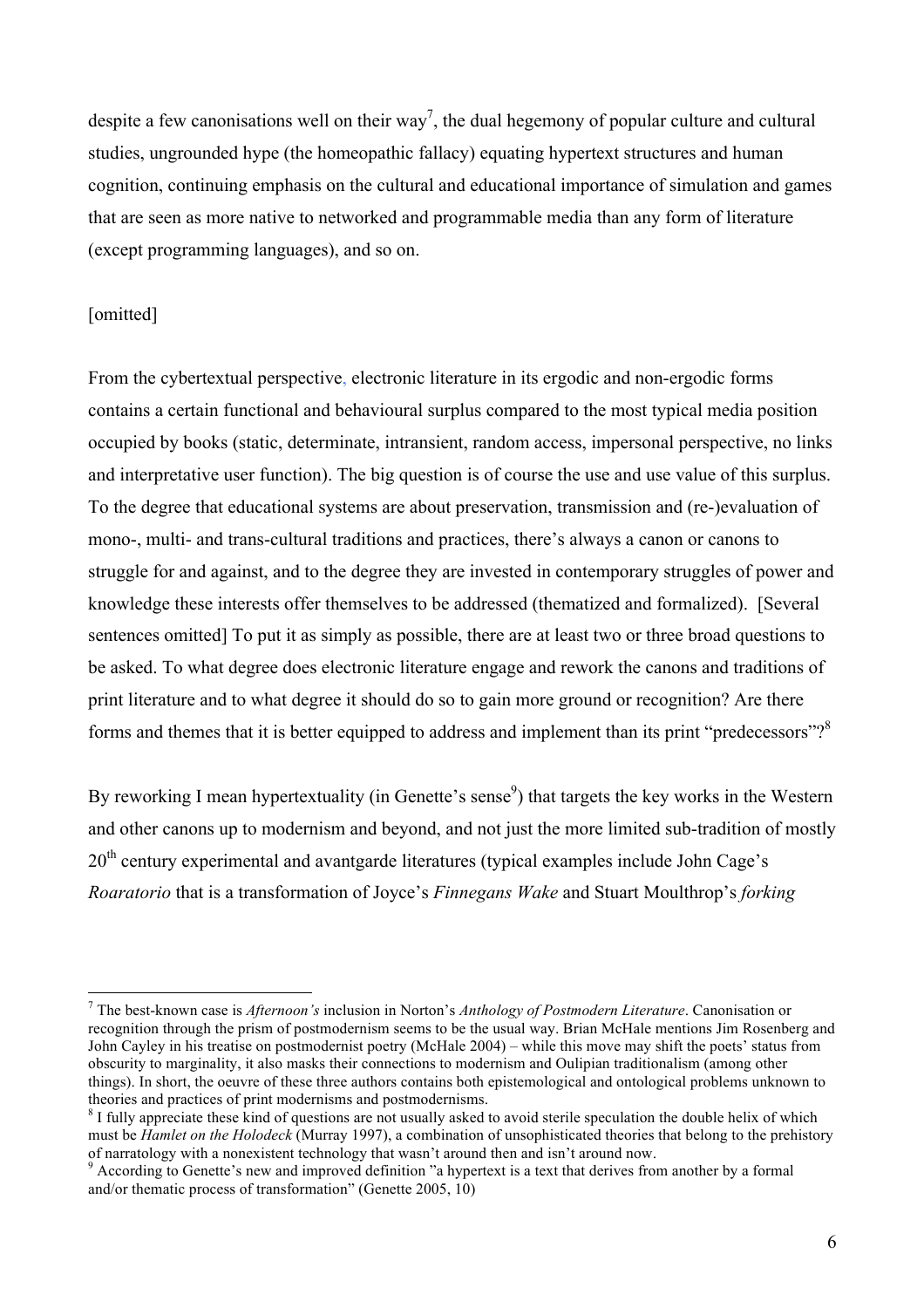despite a few canonisations well on their way[7], the dual hegemony of popular culture and cultural studies, ungrounded hype (the homeopathic fallacy) equating hypertext structures and human cognition, continuing emphasis on the cultural and educational importance of simulation and games that are seen as more native to networked and programmable media than any form of literature (except programming languages), and so on.

[omitted]

From the cybertextual perspective, electronic literature in its ergodic and non-ergodic forms contains a certain functional and behavioural surplus compared to the most typical media position occupied by books (static, determinate, intransient, random access, impersonal perspective, no links and interpretative user function). The big question is of course the use and use value of this surplus. To the degree that educational systems are about preservation, transmission and (re-)evaluation of mono-, multi- and trans-cultural traditions and practices, there's always a canon or canons to struggle for and against, and to the degree they are invested in contemporary struggles of power and knowledge these interests offer themselves to be addressed (thematized and formalized). [Several sentences omitted] To put it as simply as possible, there are at least two or three broad questions to be asked. To what degree does electronic literature engage and rework the canons and traditions of print literature and to what degree it should do so to gain more ground or recognition? Are there forms and themes that it is better equipped to address and implement than its print "predecessors"?[8]

By reworking I mean hypertextuality (in Genette's sense[9]) that targets the key works in the Western and other canons up to modernism and beyond, and not just the more limited sub-tradition of mostly 20th century experimental and avantgarde literatures (typical examples include John Cage's *Roaratorio* that is a transformation of Joyce's *Finnegans Wake* and Stuart Moulthrop's *forking*

---

[7] The best-known case is *Afternoon's* inclusion in Norton's *Anthology of Postmodern Literature*. Canonisation or recognition through the prism of postmodernism seems to be the usual way. Brian McHale mentions Jim Rosenberg and John Cayley in his treatise on postmodernist poetry (McHale 2004) – while this move may shift the poets' status from obscurity to marginality, it also masks their connections to modernism and Oulipian traditionalism (among other things). In short, the oeuvre of these three authors contains both epistemological and ontological problems unknown to theories and practices of print modernisms and postmodernisms.

[8] I fully appreciate these kind of questions are not usually asked to avoid sterile speculation the double helix of which must be *Hamlet on the Holodeck* (Murray 1997), a combination of unsophisticated theories that belong to the prehistory of narratology with a nonexistent technology that wasn't around then and isn't around now.

[9] According to Genette's new and improved definition "a hypertext is a text that derives from another by a formal and/or thematic process of transformation" (Genette 2005, 10)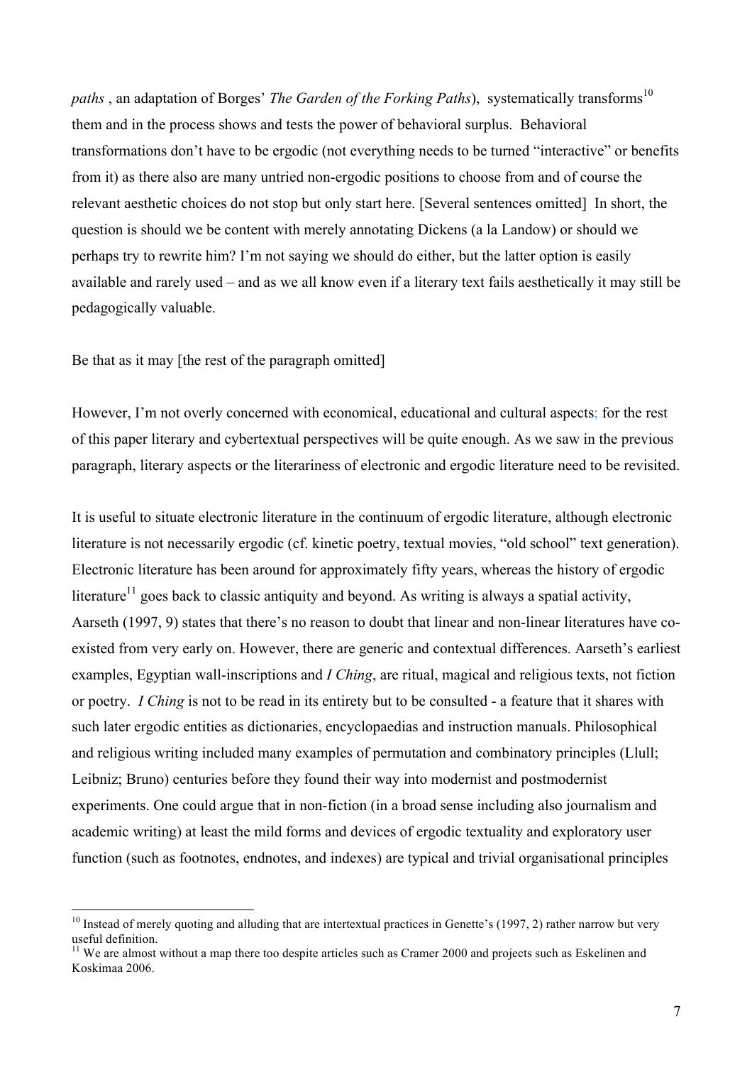*paths* , an adaptation of Borges' *The Garden of the Forking Paths*), systematically transforms[10] them and in the process shows and tests the power of behavioral surplus. Behavioral transformations don't have to be ergodic (not everything needs to be turned "interactive" or benefits from it) as there also are many untried non-ergodic positions to choose from and of course the relevant aesthetic choices do not stop but only start here. [Several sentences omitted] In short, the question is should we be content with merely annotating Dickens (a la Landow) or should we perhaps try to rewrite him? I'm not saying we should do either, but the latter option is easily available and rarely used – and as we all know even if a literary text fails aesthetically it may still be pedagogically valuable.

Be that as it may [the rest of the paragraph omitted]

However, I'm not overly concerned with economical, educational and cultural aspects; for the rest of this paper literary and cybertextual perspectives will be quite enough. As we saw in the previous paragraph, literary aspects or the literariness of electronic and ergodic literature need to be revisited.

It is useful to situate electronic literature in the continuum of ergodic literature, although electronic literature is not necessarily ergodic (cf. kinetic poetry, textual movies, "old school" text generation). Electronic literature has been around for approximately fifty years, whereas the history of ergodic literature[11] goes back to classic antiquity and beyond. As writing is always a spatial activity, Aarseth (1997, 9) states that there's no reason to doubt that linear and non-linear literatures have co-existed from very early on. However, there are generic and contextual differences. Aarseth's earliest examples, Egyptian wall-inscriptions and *I Ching*, are ritual, magical and religious texts, not fiction or poetry. *I Ching* is not to be read in its entirety but to be consulted - a feature that it shares with such later ergodic entities as dictionaries, encyclopaedias and instruction manuals. Philosophical and religious writing included many examples of permutation and combinatory principles (Llull; Leibniz; Bruno) centuries before they found their way into modernist and postmodernist experiments. One could argue that in non-fiction (in a broad sense including also journalism and academic writing) at least the mild forms and devices of ergodic textuality and exploratory user function (such as footnotes, endnotes, and indexes) are typical and trivial organisational principles

---

[10] Instead of merely quoting and alluding that are intertextual practices in Genette's (1997, 2) rather narrow but very useful definition.

[11] We are almost without a map there too despite articles such as Cramer 2000 and projects such as Eskelinen and Koskimaa 2006.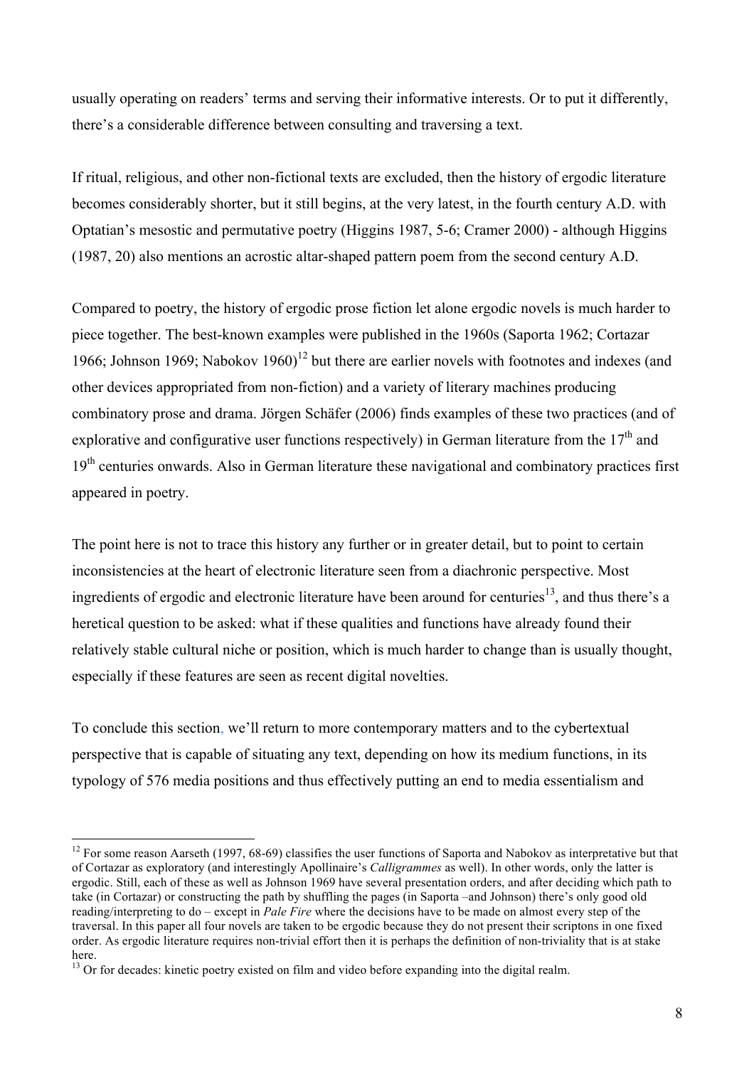usually operating on readers' terms and serving their informative interests. Or to put it differently, there's a considerable difference between consulting and traversing a text.

If ritual, religious, and other non-fictional texts are excluded, then the history of ergodic literature becomes considerably shorter, but it still begins, at the very latest, in the fourth century A.D. with Optatian's mesostic and permutative poetry (Higgins 1987, 5-6; Cramer 2000) - although Higgins (1987, 20) also mentions an acrostic altar-shaped pattern poem from the second century A.D.

Compared to poetry, the history of ergodic prose fiction let alone ergodic novels is much harder to piece together. The best-known examples were published in the 1960s (Saporta 1962; Cortazar 1966; Johnson 1969; Nabokov 1960)[12] but there are earlier novels with footnotes and indexes (and other devices appropriated from non-fiction) and a variety of literary machines producing combinatory prose and drama. Jörgen Schäfer (2006) finds examples of these two practices (and of explorative and configurative user functions respectively) in German literature from the 17th and 19th centuries onwards. Also in German literature these navigational and combinatory practices first appeared in poetry.

The point here is not to trace this history any further or in greater detail, but to point to certain inconsistencies at the heart of electronic literature seen from a diachronic perspective. Most ingredients of ergodic and electronic literature have been around for centuries[13], and thus there's a heretical question to be asked: what if these qualities and functions have already found their relatively stable cultural niche or position, which is much harder to change than is usually thought, especially if these features are seen as recent digital novelties.

To conclude this section, we'll return to more contemporary matters and to the cybertextual perspective that is capable of situating any text, depending on how its medium functions, in its typology of 576 media positions and thus effectively putting an end to media essentialism and

---

[12] For some reason Aarseth (1997, 68-69) classifies the user functions of Saporta and Nabokov as interpretative but that of Cortazar as exploratory (and interestingly Apollinaire's *Calligrammes* as well). In other words, only the latter is ergodic. Still, each of these as well as Johnson 1969 have several presentation orders, and after deciding which path to take (in Cortazar) or constructing the path by shuffling the pages (in Saporta –and Johnson) there's only good old reading/interpreting to do – except in *Pale Fire* where the decisions have to be made on almost every step of the traversal. In this paper all four novels are taken to be ergodic because they do not present their scriptons in one fixed order. As ergodic literature requires non-trivial effort then it is perhaps the definition of non-triviality that is at stake here.

[13] Or for decades: kinetic poetry existed on film and video before expanding into the digital realm.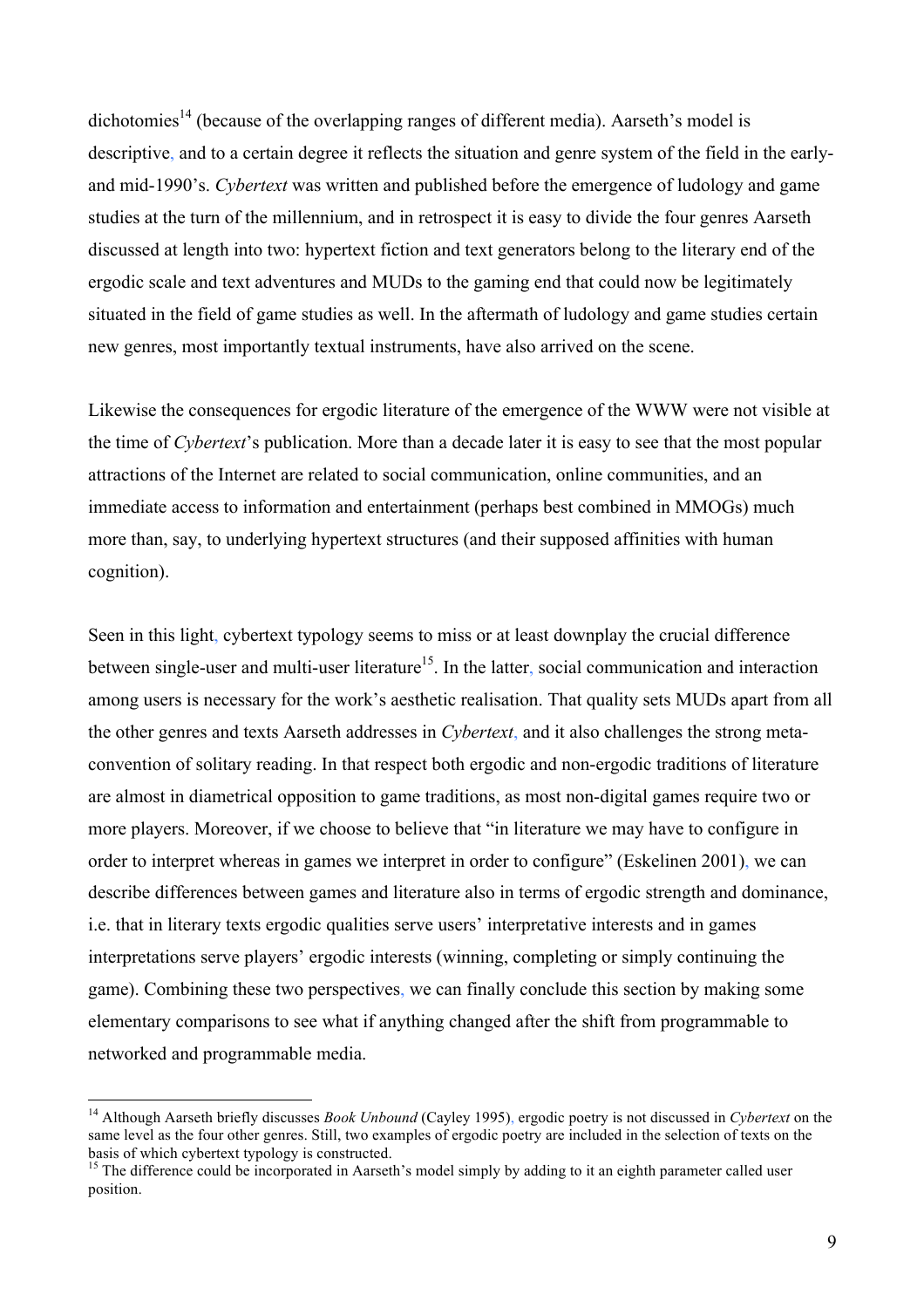dichotomies[14] (because of the overlapping ranges of different media). Aarseth's model is descriptive, and to a certain degree it reflects the situation and genre system of the field in the early- and mid-1990's. *Cybertext* was written and published before the emergence of ludology and game studies at the turn of the millennium, and in retrospect it is easy to divide the four genres Aarseth discussed at length into two: hypertext fiction and text generators belong to the literary end of the ergodic scale and text adventures and MUDs to the gaming end that could now be legitimately situated in the field of game studies as well. In the aftermath of ludology and game studies certain new genres, most importantly textual instruments, have also arrived on the scene.

Likewise the consequences for ergodic literature of the emergence of the WWW were not visible at the time of *Cybertext*'s publication. More than a decade later it is easy to see that the most popular attractions of the Internet are related to social communication, online communities, and an immediate access to information and entertainment (perhaps best combined in MMOGs) much more than, say, to underlying hypertext structures (and their supposed affinities with human cognition).

Seen in this light, cybertext typology seems to miss or at least downplay the crucial difference between single-user and multi-user literature[15]. In the latter, social communication and interaction among users is necessary for the work's aesthetic realisation. That quality sets MUDs apart from all the other genres and texts Aarseth addresses in *Cybertext*, and it also challenges the strong meta-convention of solitary reading. In that respect both ergodic and non-ergodic traditions of literature are almost in diametrical opposition to game traditions, as most non-digital games require two or more players. Moreover, if we choose to believe that "in literature we may have to configure in order to interpret whereas in games we interpret in order to configure" (Eskelinen 2001), we can describe differences between games and literature also in terms of ergodic strength and dominance, i.e. that in literary texts ergodic qualities serve users' interpretative interests and in games interpretations serve players' ergodic interests (winning, completing or simply continuing the game). Combining these two perspectives, we can finally conclude this section by making some elementary comparisons to see what if anything changed after the shift from programmable to networked and programmable media.

---

[14] Although Aarseth briefly discusses *Book Unbound* (Cayley 1995), ergodic poetry is not discussed in *Cybertext* on the same level as the four other genres. Still, two examples of ergodic poetry are included in the selection of texts on the basis of which cybertext typology is constructed.

[15] The difference could be incorporated in Aarseth's model simply by adding to it an eighth parameter called user position.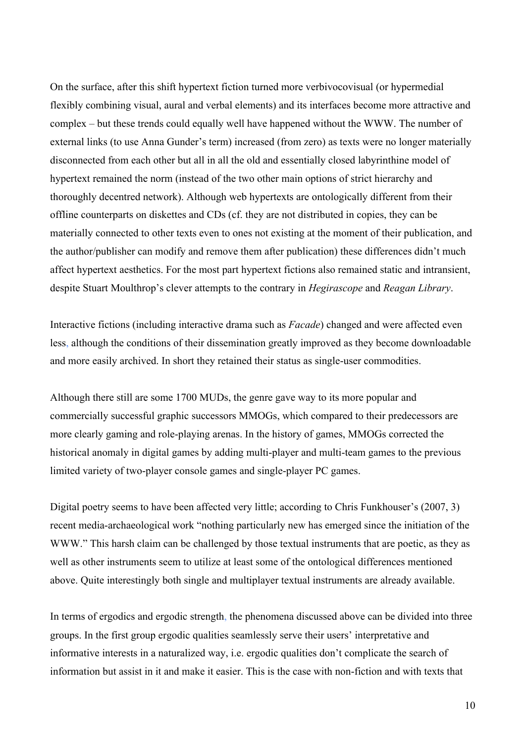On the surface, after this shift hypertext fiction turned more verbivocovisual (or hypermedial flexibly combining visual, aural and verbal elements) and its interfaces become more attractive and complex – but these trends could equally well have happened without the WWW. The number of external links (to use Anna Gunder's term) increased (from zero) as texts were no longer materially disconnected from each other but all in all the old and essentially closed labyrinthine model of hypertext remained the norm (instead of the two other main options of strict hierarchy and thoroughly decentred network). Although web hypertexts are ontologically different from their offline counterparts on diskettes and CDs (cf. they are not distributed in copies, they can be materially connected to other texts even to ones not existing at the moment of their publication, and the author/publisher can modify and remove them after publication) these differences didn't much affect hypertext aesthetics. For the most part hypertext fictions also remained static and intransient, despite Stuart Moulthrop's clever attempts to the contrary in *Hegirascope* and *Reagan Library*.

Interactive fictions (including interactive drama such as *Facade*) changed and were affected even less, although the conditions of their dissemination greatly improved as they become downloadable and more easily archived. In short they retained their status as single-user commodities.

Although there still are some 1700 MUDs, the genre gave way to its more popular and commercially successful graphic successors MMOGs, which compared to their predecessors are more clearly gaming and role-playing arenas. In the history of games, MMOGs corrected the historical anomaly in digital games by adding multi-player and multi-team games to the previous limited variety of two-player console games and single-player PC games.

Digital poetry seems to have been affected very little; according to Chris Funkhouser's (2007, 3) recent media-archaeological work "nothing particularly new has emerged since the initiation of the WWW." This harsh claim can be challenged by those textual instruments that are poetic, as they as well as other instruments seem to utilize at least some of the ontological differences mentioned above. Quite interestingly both single and multiplayer textual instruments are already available.

In terms of ergodics and ergodic strength, the phenomena discussed above can be divided into three groups. In the first group ergodic qualities seamlessly serve their users' interpretative and informative interests in a naturalized way, i.e. ergodic qualities don't complicate the search of information but assist in it and make it easier. This is the case with non-fiction and with texts that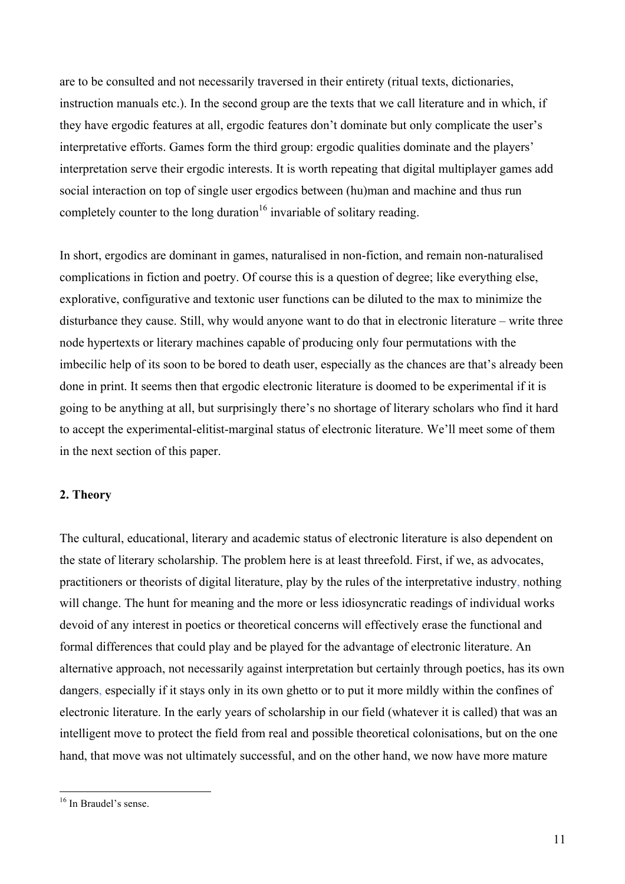are to be consulted and not necessarily traversed in their entirety (ritual texts, dictionaries, instruction manuals etc.). In the second group are the texts that we call literature and in which, if they have ergodic features at all, ergodic features don't dominate but only complicate the user's interpretative efforts. Games form the third group: ergodic qualities dominate and the players' interpretation serve their ergodic interests. It is worth repeating that digital multiplayer games add social interaction on top of single user ergodics between (hu)man and machine and thus run completely counter to the long duration[16] invariable of solitary reading.

In short, ergodics are dominant in games, naturalised in non-fiction, and remain non-naturalised complications in fiction and poetry. Of course this is a question of degree; like everything else, explorative, configurative and textonic user functions can be diluted to the max to minimize the disturbance they cause. Still, why would anyone want to do that in electronic literature – write three node hypertexts or literary machines capable of producing only four permutations with the imbecilic help of its soon to be bored to death user, especially as the chances are that's already been done in print. It seems then that ergodic electronic literature is doomed to be experimental if it is going to be anything at all, but surprisingly there's no shortage of literary scholars who find it hard to accept the experimental-elitist-marginal status of electronic literature. We'll meet some of them in the next section of this paper.

## 2. Theory

The cultural, educational, literary and academic status of electronic literature is also dependent on the state of literary scholarship. The problem here is at least threefold. First, if we, as advocates, practitioners or theorists of digital literature, play by the rules of the interpretative industry, nothing will change. The hunt for meaning and the more or less idiosyncratic readings of individual works devoid of any interest in poetics or theoretical concerns will effectively erase the functional and formal differences that could play and be played for the advantage of electronic literature. An alternative approach, not necessarily against interpretation but certainly through poetics, has its own dangers, especially if it stays only in its own ghetto or to put it more mildly within the confines of electronic literature. In the early years of scholarship in our field (whatever it is called) that was an intelligent move to protect the field from real and possible theoretical colonisations, but on the one hand, that move was not ultimately successful, and on the other hand, we now have more mature

[16] In Braudel's sense.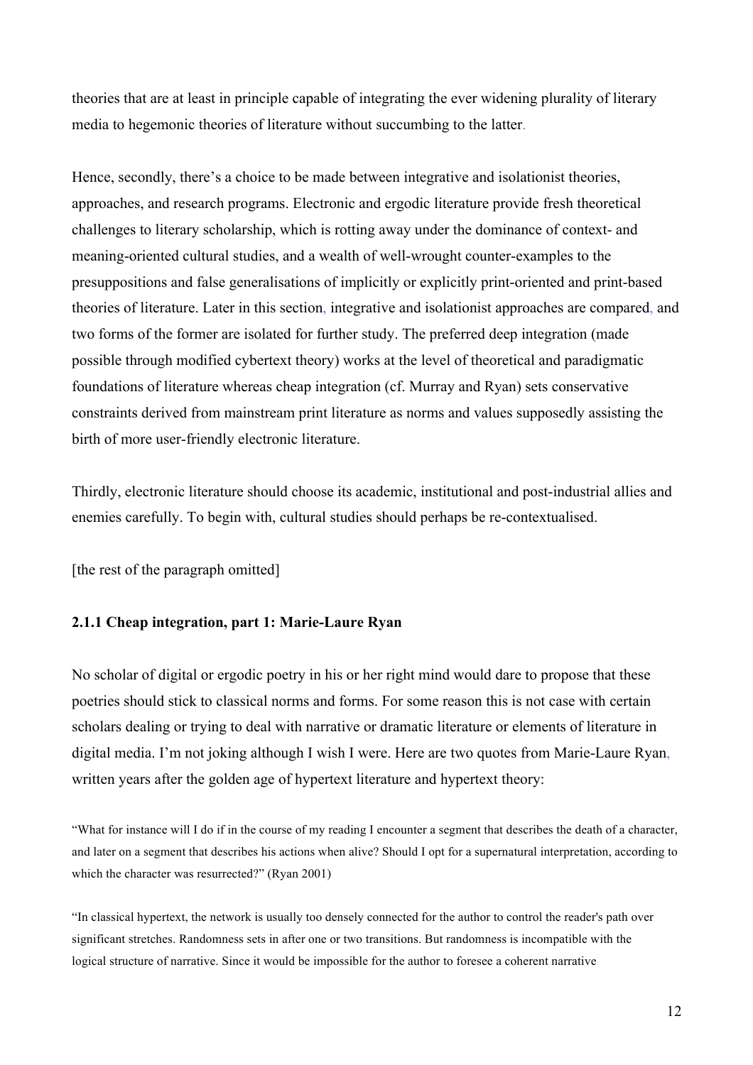theories that are at least in principle capable of integrating the ever widening plurality of literary media to hegemonic theories of literature without succumbing to the latter.

Hence, secondly, there's a choice to be made between integrative and isolationist theories, approaches, and research programs. Electronic and ergodic literature provide fresh theoretical challenges to literary scholarship, which is rotting away under the dominance of context- and meaning-oriented cultural studies, and a wealth of well-wrought counter-examples to the presuppositions and false generalisations of implicitly or explicitly print-oriented and print-based theories of literature. Later in this section, integrative and isolationist approaches are compared, and two forms of the former are isolated for further study. The preferred deep integration (made possible through modified cybertext theory) works at the level of theoretical and paradigmatic foundations of literature whereas cheap integration (cf. Murray and Ryan) sets conservative constraints derived from mainstream print literature as norms and values supposedly assisting the birth of more user-friendly electronic literature.

Thirdly, electronic literature should choose its academic, institutional and post-industrial allies and enemies carefully. To begin with, cultural studies should perhaps be re-contextualised.

[the rest of the paragraph omitted]

### 2.1.1 Cheap integration, part 1: Marie-Laure Ryan

No scholar of digital or ergodic poetry in his or her right mind would dare to propose that these poetries should stick to classical norms and forms. For some reason this is not case with certain scholars dealing or trying to deal with narrative or dramatic literature or elements of literature in digital media. I'm not joking although I wish I were. Here are two quotes from Marie-Laure Ryan, written years after the golden age of hypertext literature and hypertext theory:

> "What for instance will I do if in the course of my reading I encounter a segment that describes the death of a character, and later on a segment that describes his actions when alive? Should I opt for a supernatural interpretation, according to which the character was resurrected?" (Ryan 2001)

> "In classical hypertext, the network is usually too densely connected for the author to control the reader's path over significant stretches. Randomness sets in after one or two transitions. But randomness is incompatible with the logical structure of narrative. Since it would be impossible for the author to foresee a coherent narrative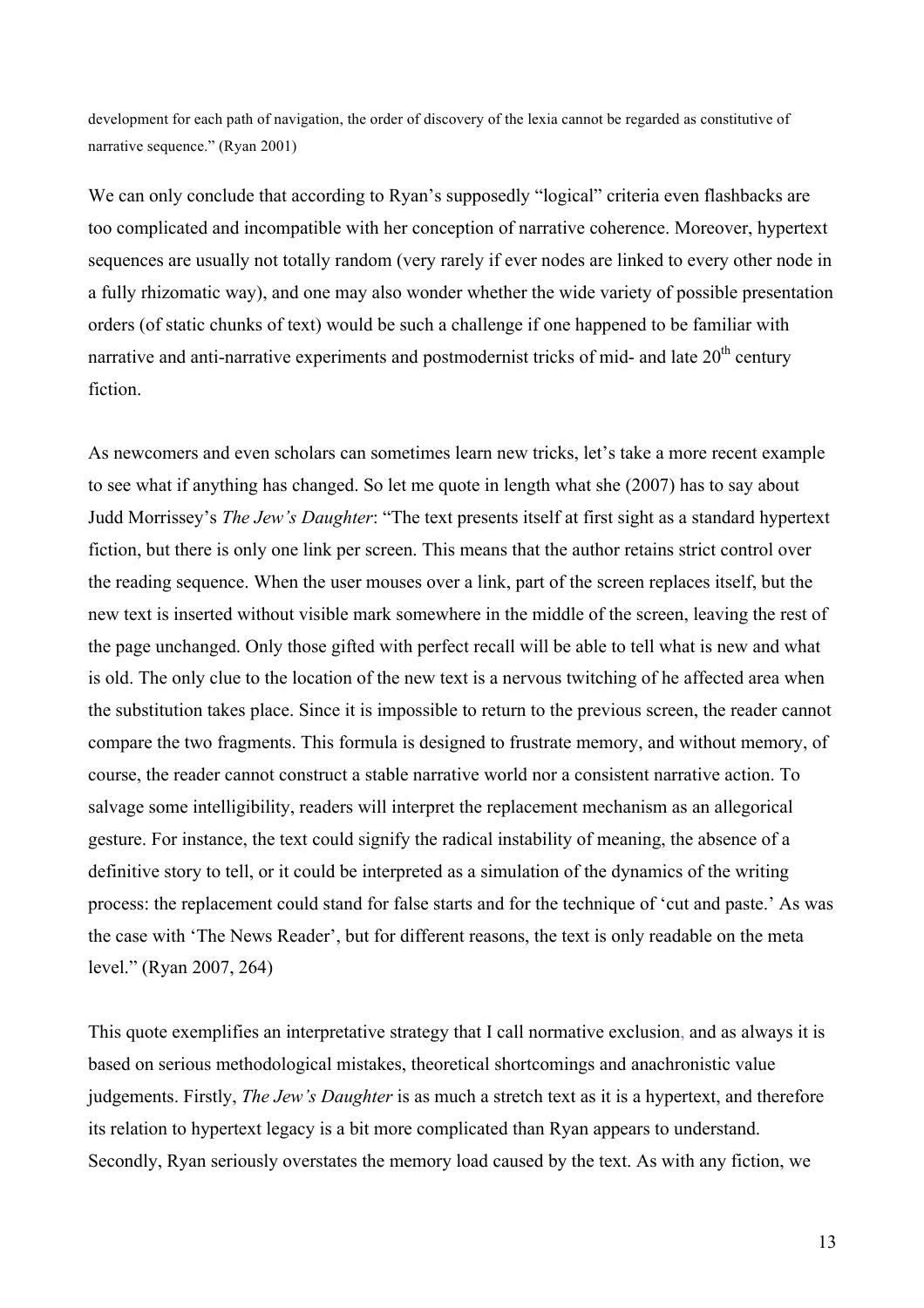development for each path of navigation, the order of discovery of the lexia cannot be regarded as constitutive of narrative sequence." (Ryan 2001)

We can only conclude that according to Ryan's supposedly "logical" criteria even flashbacks are too complicated and incompatible with her conception of narrative coherence. Moreover, hypertext sequences are usually not totally random (very rarely if ever nodes are linked to every other node in a fully rhizomatic way), and one may also wonder whether the wide variety of possible presentation orders (of static chunks of text) would be such a challenge if one happened to be familiar with narrative and anti-narrative experiments and postmodernist tricks of mid- and late 20th century fiction.

As newcomers and even scholars can sometimes learn new tricks, let's take a more recent example to see what if anything has changed. So let me quote in length what she (2007) has to say about Judd Morrissey's *The Jew's Daughter*: "The text presents itself at first sight as a standard hypertext fiction, but there is only one link per screen. This means that the author retains strict control over the reading sequence. When the user mouses over a link, part of the screen replaces itself, but the new text is inserted without visible mark somewhere in the middle of the screen, leaving the rest of the page unchanged. Only those gifted with perfect recall will be able to tell what is new and what is old. The only clue to the location of the new text is a nervous twitching of he affected area when the substitution takes place. Since it is impossible to return to the previous screen, the reader cannot compare the two fragments. This formula is designed to frustrate memory, and without memory, of course, the reader cannot construct a stable narrative world nor a consistent narrative action. To salvage some intelligibility, readers will interpret the replacement mechanism as an allegorical gesture. For instance, the text could signify the radical instability of meaning, the absence of a definitive story to tell, or it could be interpreted as a simulation of the dynamics of the writing process: the replacement could stand for false starts and for the technique of 'cut and paste.' As was the case with 'The News Reader', but for different reasons, the text is only readable on the meta level." (Ryan 2007, 264)

This quote exemplifies an interpretative strategy that I call normative exclusion, and as always it is based on serious methodological mistakes, theoretical shortcomings and anachronistic value judgements. Firstly, *The Jew's Daughter* is as much a stretch text as it is a hypertext, and therefore its relation to hypertext legacy is a bit more complicated than Ryan appears to understand. Secondly, Ryan seriously overstates the memory load caused by the text. As with any fiction, we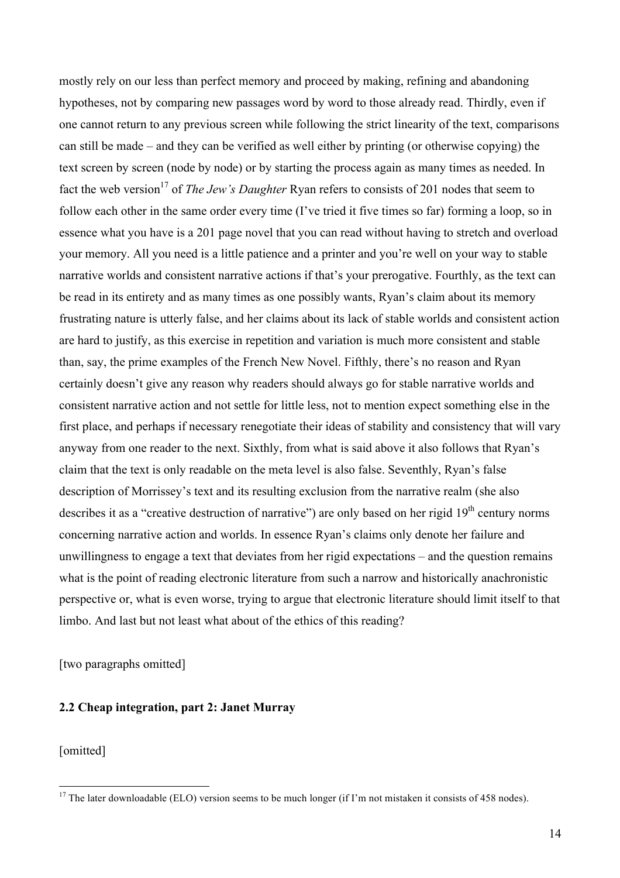mostly rely on our less than perfect memory and proceed by making, refining and abandoning hypotheses, not by comparing new passages word by word to those already read. Thirdly, even if one cannot return to any previous screen while following the strict linearity of the text, comparisons can still be made – and they can be verified as well either by printing (or otherwise copying) the text screen by screen (node by node) or by starting the process again as many times as needed. In fact the web version[17] of *The Jew's Daughter* Ryan refers to consists of 201 nodes that seem to follow each other in the same order every time (I've tried it five times so far) forming a loop, so in essence what you have is a 201 page novel that you can read without having to stretch and overload your memory. All you need is a little patience and a printer and you're well on your way to stable narrative worlds and consistent narrative actions if that's your prerogative. Fourthly, as the text can be read in its entirety and as many times as one possibly wants, Ryan's claim about its memory frustrating nature is utterly false, and her claims about its lack of stable worlds and consistent action are hard to justify, as this exercise in repetition and variation is much more consistent and stable than, say, the prime examples of the French New Novel. Fifthly, there's no reason and Ryan certainly doesn't give any reason why readers should always go for stable narrative worlds and consistent narrative action and not settle for little less, not to mention expect something else in the first place, and perhaps if necessary renegotiate their ideas of stability and consistency that will vary anyway from one reader to the next. Sixthly, from what is said above it also follows that Ryan's claim that the text is only readable on the meta level is also false. Seventhly, Ryan's false description of Morrissey's text and its resulting exclusion from the narrative realm (she also describes it as a "creative destruction of narrative") are only based on her rigid 19th century norms concerning narrative action and worlds. In essence Ryan's claims only denote her failure and unwillingness to engage a text that deviates from her rigid expectations – and the question remains what is the point of reading electronic literature from such a narrow and historically anachronistic perspective or, what is even worse, trying to argue that electronic literature should limit itself to that limbo. And last but not least what about of the ethics of this reading?

[two paragraphs omitted]

### 2.2 Cheap integration, part 2: Janet Murray

[omitted]

[17] The later downloadable (ELO) version seems to be much longer (if I'm not mistaken it consists of 458 nodes).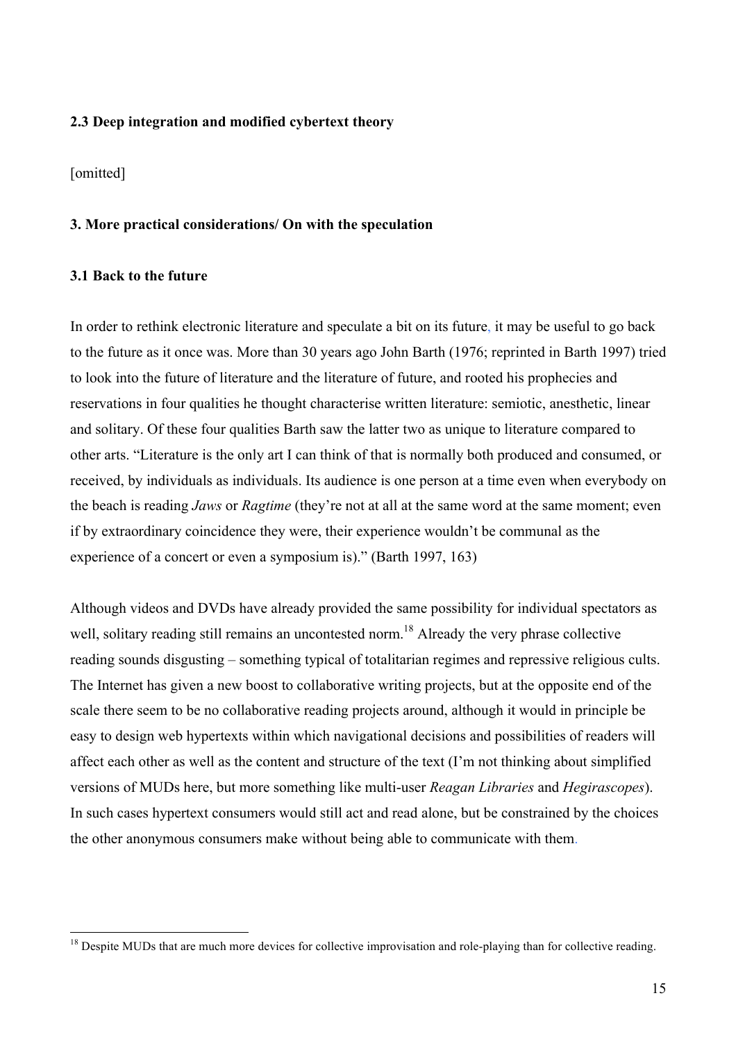### 2.3 Deep integration and modified cybertext theory

[omitted]

## 3. More practical considerations/ On with the speculation

### 3.1 Back to the future

In order to rethink electronic literature and speculate a bit on its future, it may be useful to go back to the future as it once was. More than 30 years ago John Barth (1976; reprinted in Barth 1997) tried to look into the future of literature and the literature of future, and rooted his prophecies and reservations in four qualities he thought characterise written literature: semiotic, anesthetic, linear and solitary. Of these four qualities Barth saw the latter two as unique to literature compared to other arts. "Literature is the only art I can think of that is normally both produced and consumed, or received, by individuals as individuals. Its audience is one person at a time even when everybody on the beach is reading *Jaws* or *Ragtime* (they're not at all at the same word at the same moment; even if by extraordinary coincidence they were, their experience wouldn't be communal as the experience of a concert or even a symposium is)." (Barth 1997, 163)

Although videos and DVDs have already provided the same possibility for individual spectators as well, solitary reading still remains an uncontested norm.[18] Already the very phrase collective reading sounds disgusting – something typical of totalitarian regimes and repressive religious cults. The Internet has given a new boost to collaborative writing projects, but at the opposite end of the scale there seem to be no collaborative reading projects around, although it would in principle be easy to design web hypertexts within which navigational decisions and possibilities of readers will affect each other as well as the content and structure of the text (I'm not thinking about simplified versions of MUDs here, but more something like multi-user *Reagan Libraries* and *Hegirascopes*). In such cases hypertext consumers would still act and read alone, but be constrained by the choices the other anonymous consumers make without being able to communicate with them.

[18] Despite MUDs that are much more devices for collective improvisation and role-playing than for collective reading.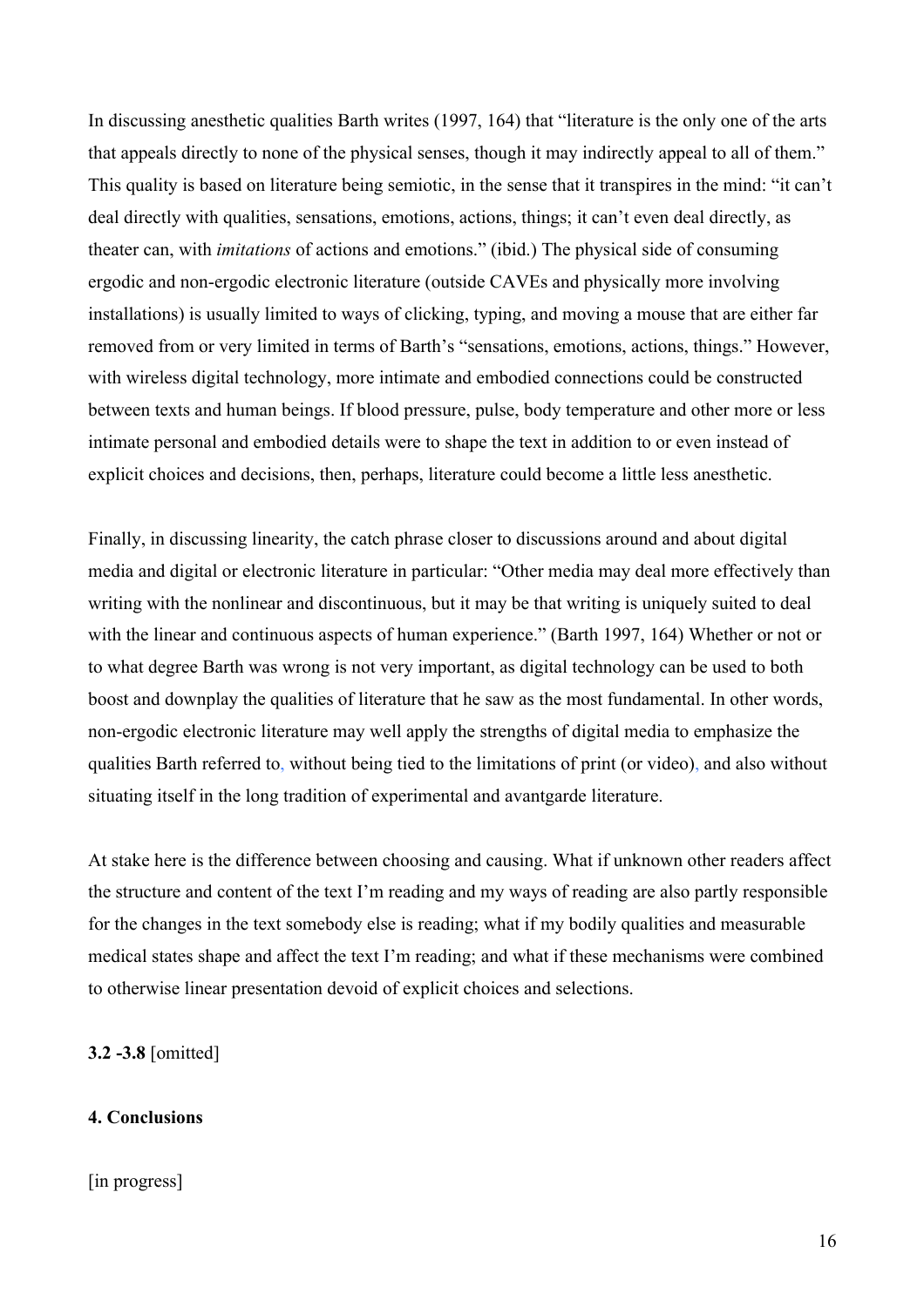In discussing anesthetic qualities Barth writes (1997, 164) that "literature is the only one of the arts that appeals directly to none of the physical senses, though it may indirectly appeal to all of them." This quality is based on literature being semiotic, in the sense that it transpires in the mind: "it can't deal directly with qualities, sensations, emotions, actions, things; it can't even deal directly, as theater can, with *imitations* of actions and emotions." (ibid.) The physical side of consuming ergodic and non-ergodic electronic literature (outside CAVEs and physically more involving installations) is usually limited to ways of clicking, typing, and moving a mouse that are either far removed from or very limited in terms of Barth's "sensations, emotions, actions, things." However, with wireless digital technology, more intimate and embodied connections could be constructed between texts and human beings. If blood pressure, pulse, body temperature and other more or less intimate personal and embodied details were to shape the text in addition to or even instead of explicit choices and decisions, then, perhaps, literature could become a little less anesthetic.

Finally, in discussing linearity, the catch phrase closer to discussions around and about digital media and digital or electronic literature in particular: "Other media may deal more effectively than writing with the nonlinear and discontinuous, but it may be that writing is uniquely suited to deal with the linear and continuous aspects of human experience." (Barth 1997, 164) Whether or not or to what degree Barth was wrong is not very important, as digital technology can be used to both boost and downplay the qualities of literature that he saw as the most fundamental. In other words, non-ergodic electronic literature may well apply the strengths of digital media to emphasize the qualities Barth referred to, without being tied to the limitations of print (or video), and also without situating itself in the long tradition of experimental and avantgarde literature.

At stake here is the difference between choosing and causing. What if unknown other readers affect the structure and content of the text I'm reading and my ways of reading are also partly responsible for the changes in the text somebody else is reading; what if my bodily qualities and measurable medical states shape and affect the text I'm reading; and what if these mechanisms were combined to otherwise linear presentation devoid of explicit choices and selections.

**3.2 -3.8** [omitted]

**4. Conclusions**

[in progress]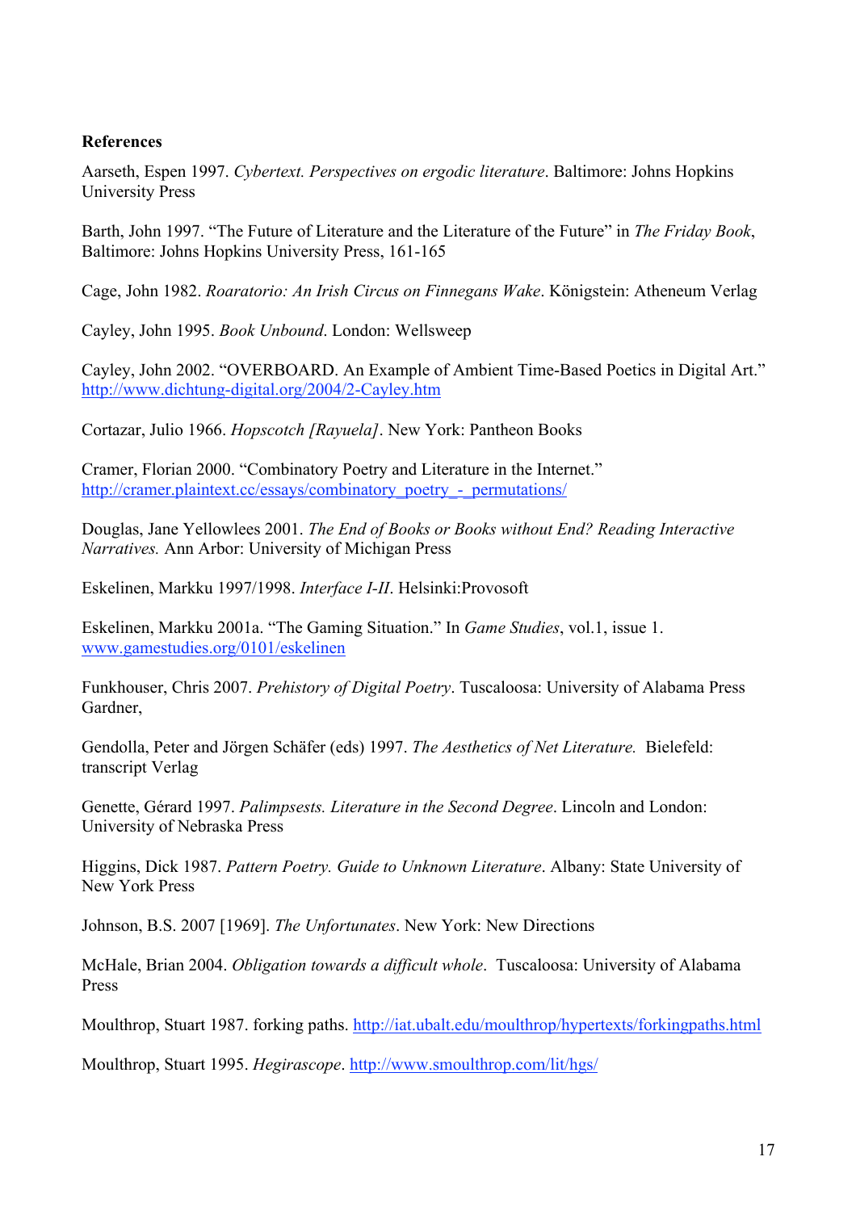**References**

Aarseth, Espen 1997. *Cybertext. Perspectives on ergodic literature*. Baltimore: Johns Hopkins University Press

Barth, John 1997. "The Future of Literature and the Literature of the Future" in *The Friday Book*, Baltimore: Johns Hopkins University Press, 161-165

Cage, John 1982. *Roaratorio: An Irish Circus on Finnegans Wake*. Königstein: Atheneum Verlag

Cayley, John 1995. *Book Unbound*. London: Wellsweep

Cayley, John 2002. "OVERBOARD. An Example of Ambient Time-Based Poetics in Digital Art." http://www.dichtung-digital.org/2004/2-Cayley.htm

Cortazar, Julio 1966. *Hopscotch [Rayuela]*. New York: Pantheon Books

Cramer, Florian 2000. "Combinatory Poetry and Literature in the Internet." http://cramer.plaintext.cc/essays/combinatory_poetry_-_permutations/

Douglas, Jane Yellowlees 2001. *The End of Books or Books without End? Reading Interactive Narratives.* Ann Arbor: University of Michigan Press

Eskelinen, Markku 1997/1998. *Interface I-II*. Helsinki:Provosoft

Eskelinen, Markku 2001a. "The Gaming Situation." In *Game Studies*, vol.1, issue 1. www.gamestudies.org/0101/eskelinen

Funkhouser, Chris 2007. *Prehistory of Digital Poetry*. Tuscaloosa: University of Alabama Press Gardner,

Gendolla, Peter and Jörgen Schäfer (eds) 1997. *The Aesthetics of Net Literature.* Bielefeld: transcript Verlag

Genette, Gérard 1997. *Palimpsests. Literature in the Second Degree*. Lincoln and London: University of Nebraska Press

Higgins, Dick 1987. *Pattern Poetry. Guide to Unknown Literature*. Albany: State University of New York Press

Johnson, B.S. 2007 [1969]. *The Unfortunates*. New York: New Directions

McHale, Brian 2004. *Obligation towards a difficult whole*. Tuscaloosa: University of Alabama Press

Moulthrop, Stuart 1987. forking paths. http://iat.ubalt.edu/moulthrop/hypertexts/forkingpaths.html

Moulthrop, Stuart 1995. *Hegirascope*. http://www.smoulthrop.com/lit/hgs/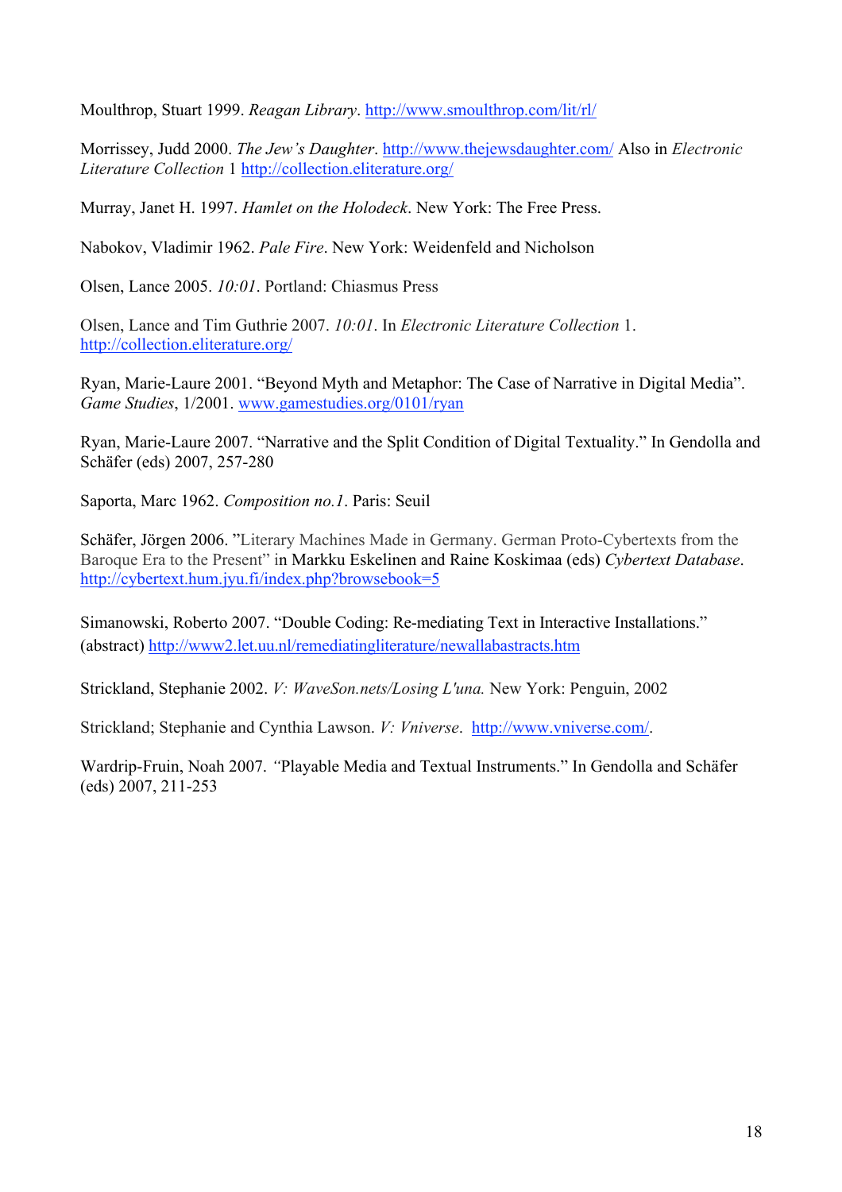Moulthrop, Stuart 1999. *Reagan Library*. http://www.smoulthrop.com/lit/rl/

Morrissey, Judd 2000. *The Jew's Daughter*. http://www.thejewsdaughter.com/ Also in *Electronic Literature Collection* 1 http://collection.eliterature.org/

Murray, Janet H. 1997. *Hamlet on the Holodeck*. New York: The Free Press.

Nabokov, Vladimir 1962. *Pale Fire*. New York: Weidenfeld and Nicholson

Olsen, Lance 2005. *10:01*. Portland: Chiasmus Press

Olsen, Lance and Tim Guthrie 2007. *10:01*. In *Electronic Literature Collection* 1. http://collection.eliterature.org/

Ryan, Marie-Laure 2001. "Beyond Myth and Metaphor: The Case of Narrative in Digital Media". *Game Studies*, 1/2001. www.gamestudies.org/0101/ryan

Ryan, Marie-Laure 2007. "Narrative and the Split Condition of Digital Textuality." In Gendolla and Schäfer (eds) 2007, 257-280

Saporta, Marc 1962. *Composition no.1*. Paris: Seuil

Schäfer, Jörgen 2006. "Literary Machines Made in Germany. German Proto-Cybertexts from the Baroque Era to the Present" in Markku Eskelinen and Raine Koskimaa (eds) *Cybertext Database*. http://cybertext.hum.jyu.fi/index.php?browsebook=5

Simanowski, Roberto 2007. "Double Coding: Re-mediating Text in Interactive Installations." (abstract) http://www2.let.uu.nl/remediatingliterature/newallabastracts.htm

Strickland, Stephanie 2002. *V: WaveSon.nets/Losing L'una.* New York: Penguin, 2002

Strickland; Stephanie and Cynthia Lawson. *V: Vniverse*. http://www.vniverse.com/.

Wardrip-Fruin, Noah 2007. "Playable Media and Textual Instruments." In Gendolla and Schäfer (eds) 2007, 211-253